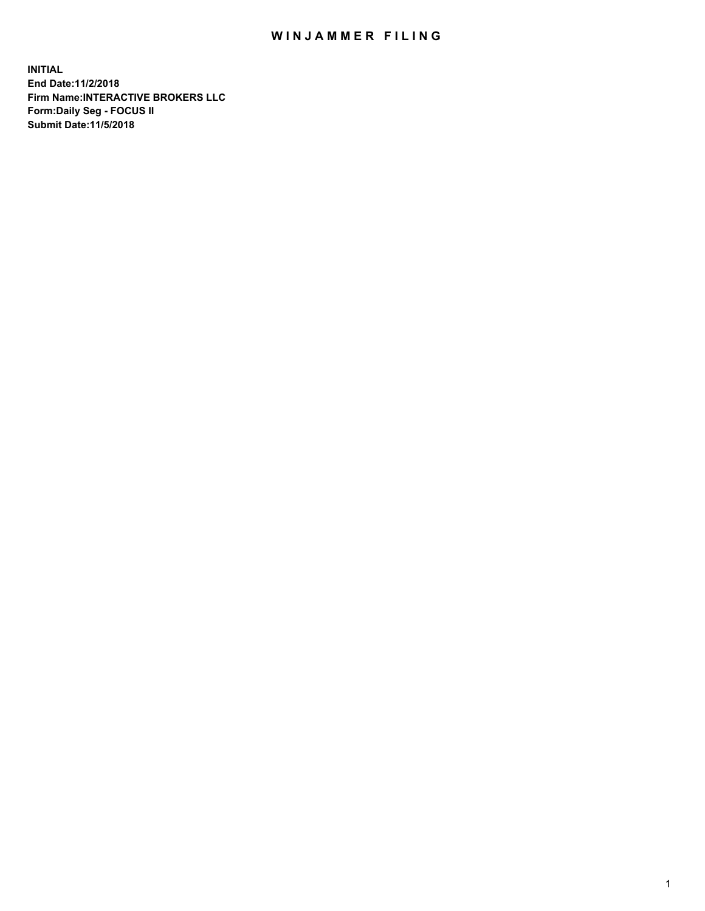# WINJAMMER FILING

**INITIAL**
**End Date:11/2/2018**
**Firm Name:INTERACTIVE BROKERS LLC**
**Form:Daily Seg - FOCUS II**
**Submit Date:11/5/2018**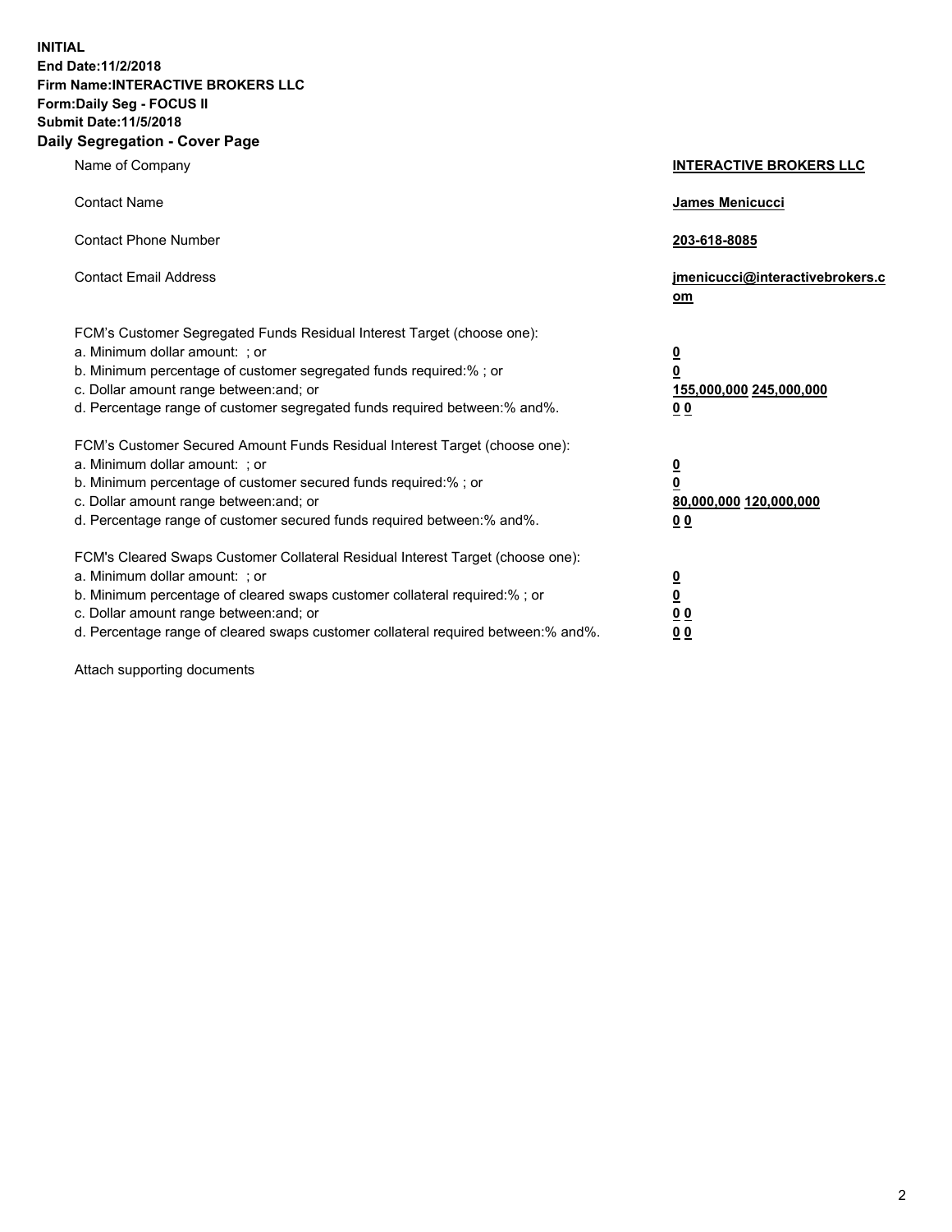**INITIAL**
**End Date:11/2/2018**
**Firm Name:INTERACTIVE BROKERS LLC**
**Form:Daily Seg - FOCUS II**
**Submit Date:11/5/2018**

## Daily Segregation - Cover Page

| | |
|---|---|
| Name of Company | **INTERACTIVE BROKERS LLC** |
| Contact Name | **James Menicucci** |
| Contact Phone Number | **203-618-8085** |
| Contact Email Address | **jmenicucci@interactivebrokers.com** |
| FCM's Customer Segregated Funds Residual Interest Target (choose one): | |
| a. Minimum dollar amount: ; or | **0** |
| b. Minimum percentage of customer segregated funds required:% ; or | **0** |
| c. Dollar amount range between:and; or | **155,000,000 245,000,000** |
| d. Percentage range of customer segregated funds required between:% and%. | **0 0** |
| FCM's Customer Secured Amount Funds Residual Interest Target (choose one): | |
| a. Minimum dollar amount: ; or | **0** |
| b. Minimum percentage of customer secured funds required:% ; or | **0** |
| c. Dollar amount range between:and; or | **80,000,000 120,000,000** |
| d. Percentage range of customer secured funds required between:% and%. | **0 0** |
| FCM's Cleared Swaps Customer Collateral Residual Interest Target (choose one): | |
| a. Minimum dollar amount: ; or | **0** |
| b. Minimum percentage of cleared swaps customer collateral required:% ; or | **0** |
| c. Dollar amount range between:and; or | **0 0** |
| d. Percentage range of cleared swaps customer collateral required between:% and%. | **0 0** |

Attach supporting documents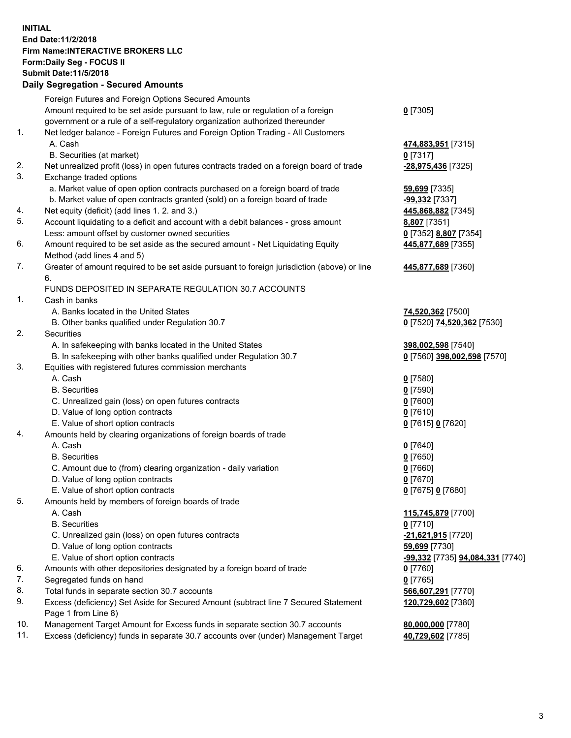**INITIAL**
**End Date:11/2/2018**
**Firm Name:INTERACTIVE BROKERS LLC**
**Form:Daily Seg - FOCUS II**
**Submit Date:11/5/2018**

## Daily Segregation - Secured Amounts

| | | |
|---|---|---|
| | Foreign Futures and Foreign Options Secured Amounts | |
| | Amount required to be set aside pursuant to law, rule or regulation of a foreign government or a rule of a self-regulatory organization authorized thereunder | **0** [7305] |
| 1. | Net ledger balance - Foreign Futures and Foreign Option Trading - All Customers | |
| | A. Cash | **474,883,951** [7315] |
| | B. Securities (at market) | **0** [7317] |
| 2. | Net unrealized profit (loss) in open futures contracts traded on a foreign board of trade | **-28,975,436** [7325] |
| 3. | Exchange traded options | |
| | a. Market value of open option contracts purchased on a foreign board of trade | **59,699** [7335] |
| | b. Market value of open contracts granted (sold) on a foreign board of trade | **-99,332** [7337] |
| 4. | Net equity (deficit) (add lines 1. 2. and 3.) | **445,868,882** [7345] |
| 5. | Account liquidating to a deficit and account with a debit balances - gross amount | **8,807** [7351] |
| | Less: amount offset by customer owned securities | **0** [7352] **8,807** [7354] |
| 6. | Amount required to be set aside as the secured amount - Net Liquidating Equity Method (add lines 4 and 5) | **445,877,689** [7355] |
| 7. | Greater of amount required to be set aside pursuant to foreign jurisdiction (above) or line 6. | **445,877,689** [7360] |
| | FUNDS DEPOSITED IN SEPARATE REGULATION 30.7 ACCOUNTS | |
| 1. | Cash in banks | |
| | A. Banks located in the United States | **74,520,362** [7500] |
| | B. Other banks qualified under Regulation 30.7 | **0** [7520] **74,520,362** [7530] |
| 2. | Securities | |
| | A. In safekeeping with banks located in the United States | **398,002,598** [7540] |
| | B. In safekeeping with other banks qualified under Regulation 30.7 | **0** [7560] **398,002,598** [7570] |
| 3. | Equities with registered futures commission merchants | |
| | A. Cash | **0** [7580] |
| | B. Securities | **0** [7590] |
| | C. Unrealized gain (loss) on open futures contracts | **0** [7600] |
| | D. Value of long option contracts | **0** [7610] |
| | E. Value of short option contracts | **0** [7615] **0** [7620] |
| 4. | Amounts held by clearing organizations of foreign boards of trade | |
| | A. Cash | **0** [7640] |
| | B. Securities | **0** [7650] |
| | C. Amount due to (from) clearing organization - daily variation | **0** [7660] |
| | D. Value of long option contracts | **0** [7670] |
| | E. Value of short option contracts | **0** [7675] **0** [7680] |
| 5. | Amounts held by members of foreign boards of trade | |
| | A. Cash | **115,745,879** [7700] |
| | B. Securities | **0** [7710] |
| | C. Unrealized gain (loss) on open futures contracts | **-21,621,915** [7720] |
| | D. Value of long option contracts | **59,699** [7730] |
| | E. Value of short option contracts | **-99,332** [7735] **94,084,331** [7740] |
| 6. | Amounts with other depositories designated by a foreign board of trade | **0** [7760] |
| 7. | Segregated funds on hand | **0** [7765] |
| 8. | Total funds in separate section 30.7 accounts | **566,607,291** [7770] |
| 9. | Excess (deficiency) Set Aside for Secured Amount (subtract line 7 Secured Statement Page 1 from Line 8) | **120,729,602** [7380] |
| 10. | Management Target Amount for Excess funds in separate section 30.7 accounts | **80,000,000** [7780] |
| 11. | Excess (deficiency) funds in separate 30.7 accounts over (under) Management Target | **40,729,602** [7785] |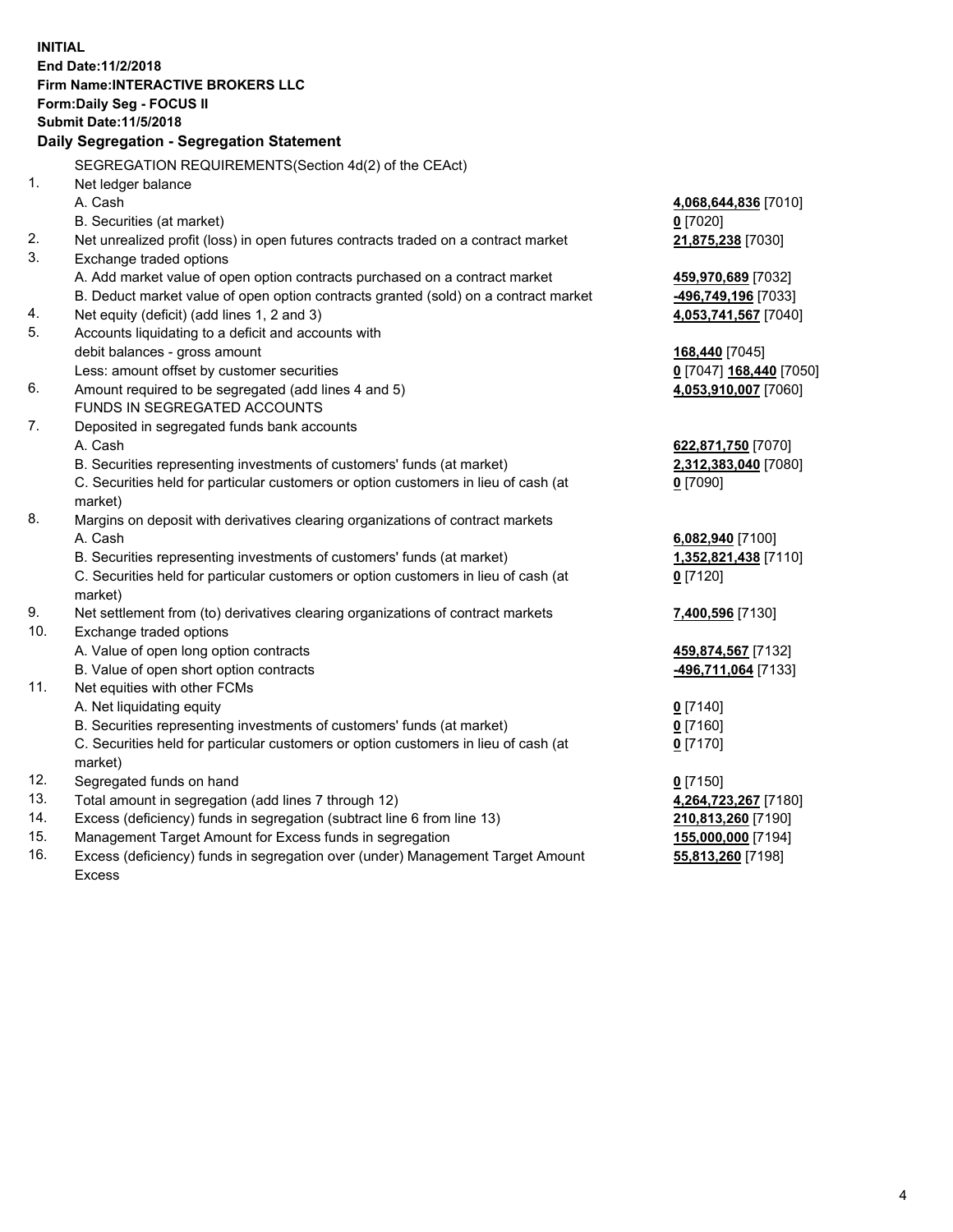**INITIAL**
**End Date:11/2/2018**
**Firm Name:INTERACTIVE BROKERS LLC**
**Form:Daily Seg - FOCUS II**
**Submit Date:11/5/2018**

## Daily Segregation - Segregation Statement

SEGREGATION REQUIREMENTS(Section 4d(2) of the CEAct)

| | | |
|---|---|---|
| 1. | Net ledger balance | |
| | A. Cash | **4,068,644,836** [7010] |
| | B. Securities (at market) | **0** [7020] |
| 2. | Net unrealized profit (loss) in open futures contracts traded on a contract market | **21,875,238** [7030] |
| 3. | Exchange traded options | |
| | A. Add market value of open option contracts purchased on a contract market | **459,970,689** [7032] |
| | B. Deduct market value of open option contracts granted (sold) on a contract market | **-496,749,196** [7033] |
| 4. | Net equity (deficit) (add lines 1, 2 and 3) | **4,053,741,567** [7040] |
| 5. | Accounts liquidating to a deficit and accounts with | |
| | debit balances - gross amount | **168,440** [7045] |
| | Less: amount offset by customer securities | **0** [7047] **168,440** [7050] |
| 6. | Amount required to be segregated (add lines 4 and 5) | **4,053,910,007** [7060] |
| | FUNDS IN SEGREGATED ACCOUNTS | |
| 7. | Deposited in segregated funds bank accounts | |
| | A. Cash | **622,871,750** [7070] |
| | B. Securities representing investments of customers' funds (at market) | **2,312,383,040** [7080] |
| | C. Securities held for particular customers or option customers in lieu of cash (at market) | **0** [7090] |
| 8. | Margins on deposit with derivatives clearing organizations of contract markets | |
| | A. Cash | **6,082,940** [7100] |
| | B. Securities representing investments of customers' funds (at market) | **1,352,821,438** [7110] |
| | C. Securities held for particular customers or option customers in lieu of cash (at market) | **0** [7120] |
| 9. | Net settlement from (to) derivatives clearing organizations of contract markets | **7,400,596** [7130] |
| 10. | Exchange traded options | |
| | A. Value of open long option contracts | **459,874,567** [7132] |
| | B. Value of open short option contracts | **-496,711,064** [7133] |
| 11. | Net equities with other FCMs | |
| | A. Net liquidating equity | **0** [7140] |
| | B. Securities representing investments of customers' funds (at market) | **0** [7160] |
| | C. Securities held for particular customers or option customers in lieu of cash (at market) | **0** [7170] |
| 12. | Segregated funds on hand | **0** [7150] |
| 13. | Total amount in segregation (add lines 7 through 12) | **4,264,723,267** [7180] |
| 14. | Excess (deficiency) funds in segregation (subtract line 6 from line 13) | **210,813,260** [7190] |
| 15. | Management Target Amount for Excess funds in segregation | **155,000,000** [7194] |
| 16. | Excess (deficiency) funds in segregation over (under) Management Target Amount Excess | **55,813,260** [7198] |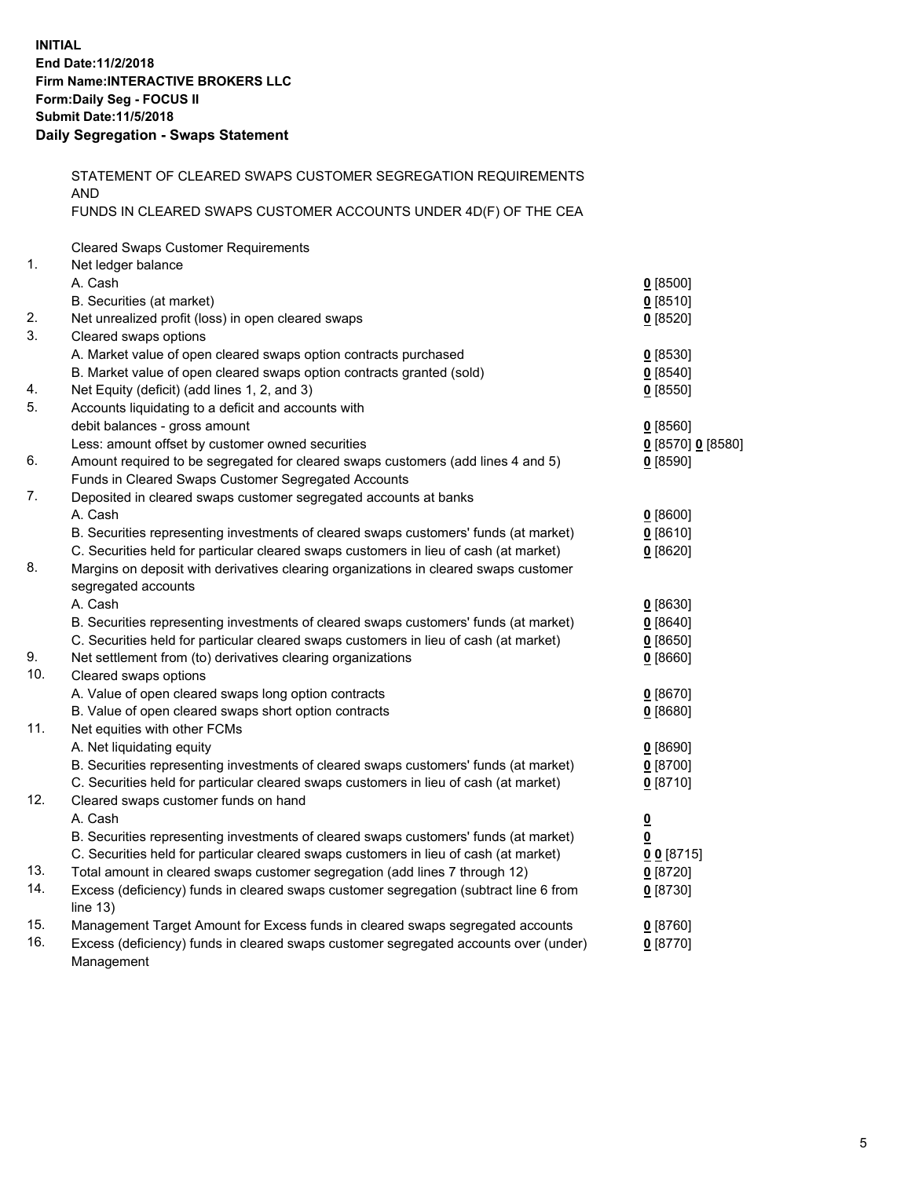**INITIAL**
**End Date:11/2/2018**
**Firm Name:INTERACTIVE BROKERS LLC**
**Form:Daily Seg - FOCUS II**
**Submit Date:11/5/2018**
**Daily Segregation - Swaps Statement**

STATEMENT OF CLEARED SWAPS CUSTOMER SEGREGATION REQUIREMENTS AND FUNDS IN CLEARED SWAPS CUSTOMER ACCOUNTS UNDER 4D(F) OF THE CEA

| | | |
|---|---|---|
| | Cleared Swaps Customer Requirements | |
| 1. | Net ledger balance | |
| | A. Cash | 0 [8500] |
| | B. Securities (at market) | 0 [8510] |
| 2. | Net unrealized profit (loss) in open cleared swaps | 0 [8520] |
| 3. | Cleared swaps options | |
| | A. Market value of open cleared swaps option contracts purchased | 0 [8530] |
| | B. Market value of open cleared swaps option contracts granted (sold) | 0 [8540] |
| 4. | Net Equity (deficit) (add lines 1, 2, and 3) | 0 [8550] |
| 5. | Accounts liquidating to a deficit and accounts with debit balances - gross amount | 0 [8560] |
| | Less: amount offset by customer owned securities | 0 [8570] 0 [8580] |
| 6. | Amount required to be segregated for cleared swaps customers (add lines 4 and 5) | 0 [8590] |
| | Funds in Cleared Swaps Customer Segregated Accounts | |
| 7. | Deposited in cleared swaps customer segregated accounts at banks | |
| | A. Cash | 0 [8600] |
| | B. Securities representing investments of cleared swaps customers' funds (at market) | 0 [8610] |
| | C. Securities held for particular cleared swaps customers in lieu of cash (at market) | 0 [8620] |
| 8. | Margins on deposit with derivatives clearing organizations in cleared swaps customer segregated accounts | |
| | A. Cash | 0 [8630] |
| | B. Securities representing investments of cleared swaps customers' funds (at market) | 0 [8640] |
| | C. Securities held for particular cleared swaps customers in lieu of cash (at market) | 0 [8650] |
| 9. | Net settlement from (to) derivatives clearing organizations | 0 [8660] |
| 10. | Cleared swaps options | |
| | A. Value of open cleared swaps long option contracts | 0 [8670] |
| | B. Value of open cleared swaps short option contracts | 0 [8680] |
| 11. | Net equities with other FCMs | |
| | A. Net liquidating equity | 0 [8690] |
| | B. Securities representing investments of cleared swaps customers' funds (at market) | 0 [8700] |
| | C. Securities held for particular cleared swaps customers in lieu of cash (at market) | 0 [8710] |
| 12. | Cleared swaps customer funds on hand | |
| | A. Cash | 0 |
| | B. Securities representing investments of cleared swaps customers' funds (at market) | 0 |
| | C. Securities held for particular cleared swaps customers in lieu of cash (at market) | 0 0 [8715] |
| 13. | Total amount in cleared swaps customer segregation (add lines 7 through 12) | 0 [8720] |
| 14. | Excess (deficiency) funds in cleared swaps customer segregation (subtract line 6 from line 13) | 0 [8730] |
| 15. | Management Target Amount for Excess funds in cleared swaps segregated accounts | 0 [8760] |
| 16. | Excess (deficiency) funds in cleared swaps customer segregated accounts over (under) Management | 0 [8770] |